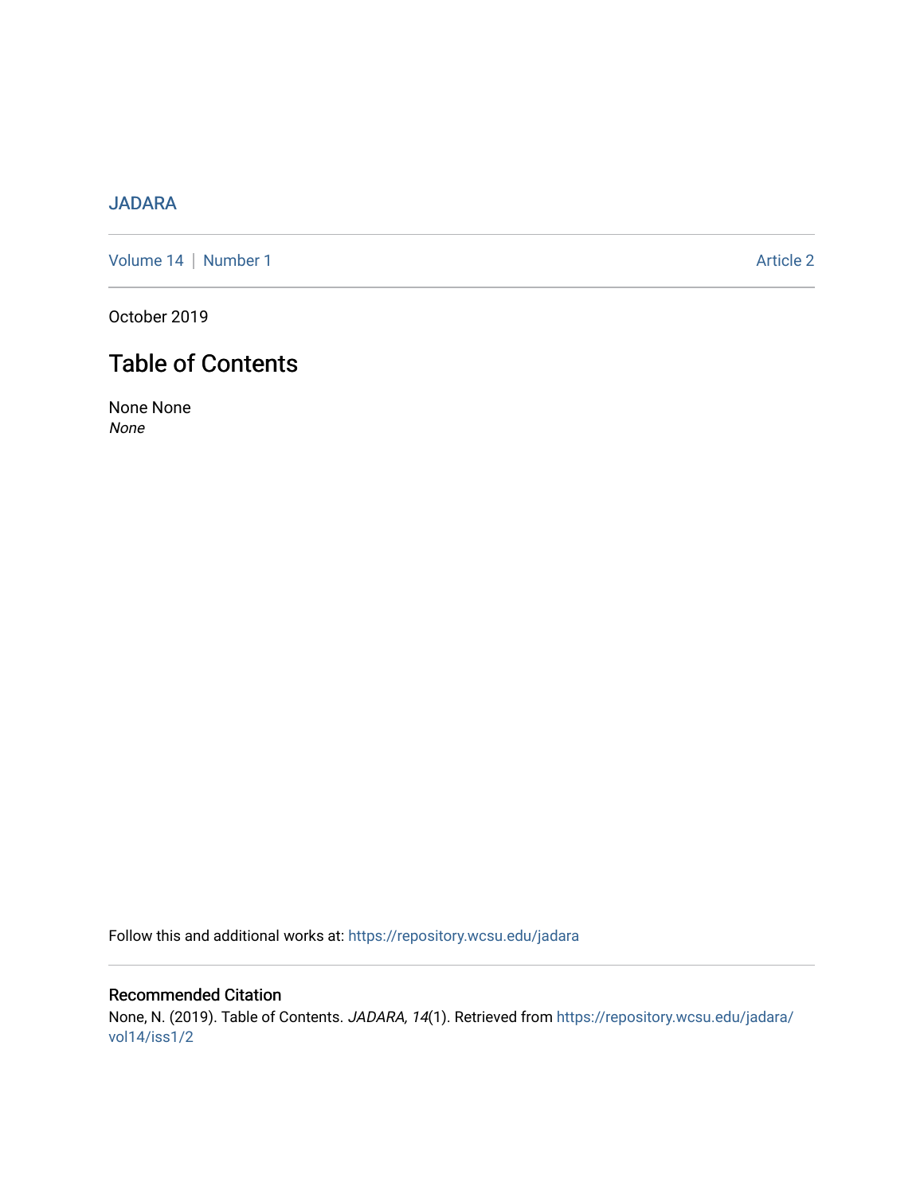JADARA

Volume 14 | Number 1 Article 2

October 2019

# Table of Contents

None None
*None*

Follow this and additional works at: https://repository.wcsu.edu/jadara

## Recommended Citation

None, N. (2019). Table of Contents. *JADARA, 14*(1). Retrieved from https://repository.wcsu.edu/jadara/vol14/iss1/2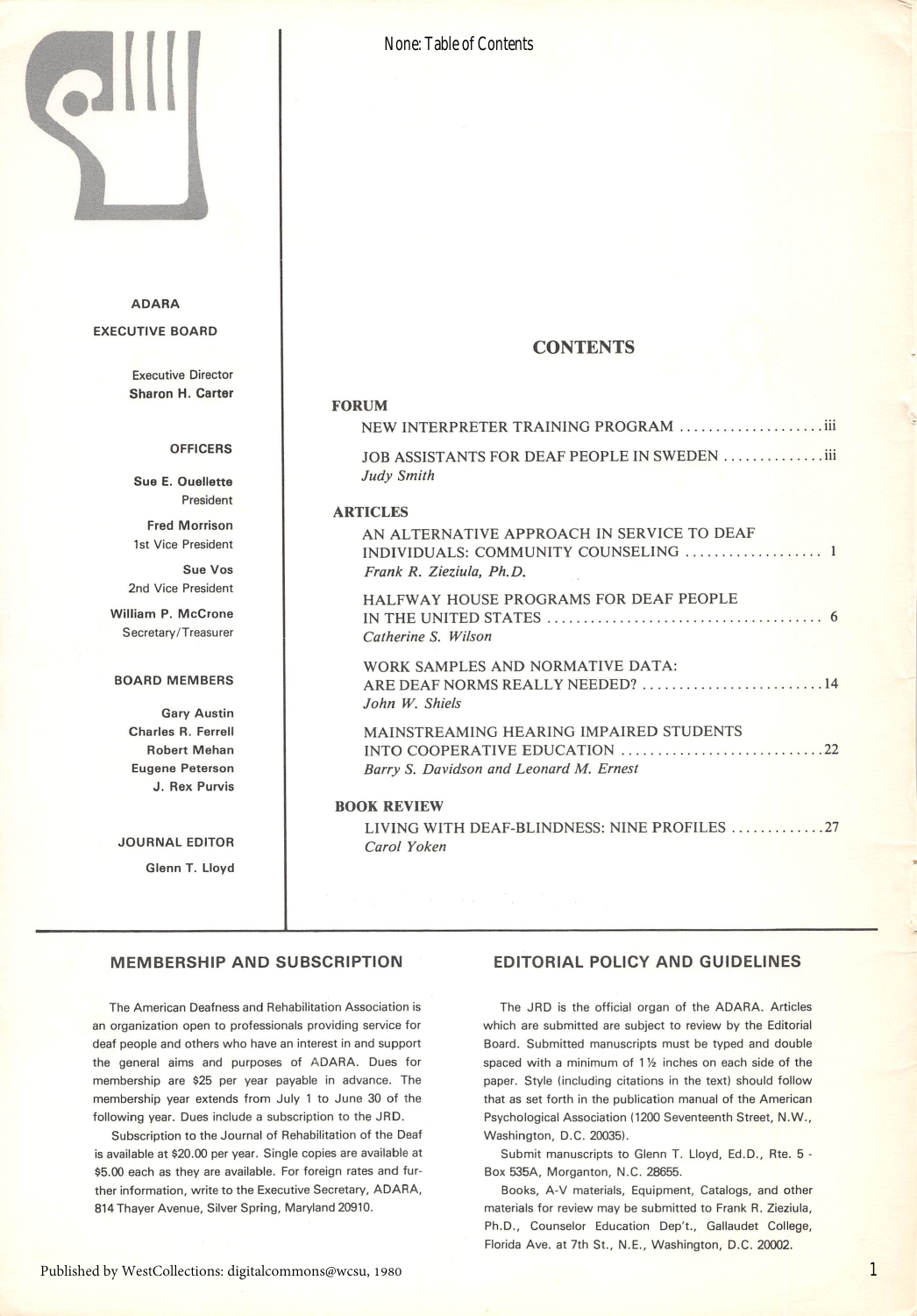None: Table of Contents

**ADARA**

**EXECUTIVE BOARD**

Executive Director
**Sharon H. Carter**

**OFFICERS**

**Sue E. Ouellette**
President

**Fred Morrison**
1st Vice President

**Sue Vos**
2nd Vice President

**William P. McCrone**
Secretary/Treasurer

**BOARD MEMBERS**

**Gary Austin**
**Charles R. Ferrell**
**Robert Mehan**
**Eugene Peterson**
**J. Rex Purvis**

**JOURNAL EDITOR**

**Glenn T. Lloyd**

## CONTENTS

**FORUM**

NEW INTERPRETER TRAINING PROGRAM .................... iii

JOB ASSISTANTS FOR DEAF PEOPLE IN SWEDEN ............. iii
*Judy Smith*

**ARTICLES**

AN ALTERNATIVE APPROACH IN SERVICE TO DEAF INDIVIDUALS: COMMUNITY COUNSELING .................. 1
*Frank R. Zieziula, Ph.D.*

HALFWAY HOUSE PROGRAMS FOR DEAF PEOPLE IN THE UNITED STATES ...................................... 6
*Catherine S. Wilson*

WORK SAMPLES AND NORMATIVE DATA: ARE DEAF NORMS REALLY NEEDED? ......................... 14
*John W. Shiels*

MAINSTREAMING HEARING IMPAIRED STUDENTS INTO COOPERATIVE EDUCATION ............................ 22
*Barry S. Davidson and Leonard M. Ernest*

**BOOK REVIEW**

LIVING WITH DEAF-BLINDNESS: NINE PROFILES ............ 27
*Carol Yoken*

## MEMBERSHIP AND SUBSCRIPTION

The American Deafness and Rehabilitation Association is an organization open to professionals providing service for deaf people and others who have an interest in and support the general aims and purposes of ADARA. Dues for membership are $25 per year payable in advance. The membership year extends from July 1 to June 30 of the following year. Dues include a subscription to the JRD.

Subscription to the Journal of Rehabilitation of the Deaf is available at $20.00 per year. Single copies are available at $5.00 each as they are available. For foreign rates and further information, write to the Executive Secretary, ADARA, 814 Thayer Avenue, Silver Spring, Maryland 20910.

## EDITORIAL POLICY AND GUIDELINES

The JRD is the official organ of the ADARA. Articles which are submitted are subject to review by the Editorial Board. Submitted manuscripts must be typed and double spaced with a minimum of 1½ inches on each side of the paper. Style (including citations in the text) should follow that as set forth in the publication manual of the American Psychological Association (1200 Seventeenth Street, N.W., Washington, D.C. 20035).

Submit manuscripts to Glenn T. Lloyd, Ed.D., Rte. 5 - Box 535A, Morganton, N.C. 28655.

Books, A-V materials, Equipment, Catalogs, and other materials for review may be submitted to Frank R. Zieziula, Ph.D., Counselor Education Dep't., Gallaudet College, Florida Ave. at 7th St., N.E., Washington, D.C. 20002.